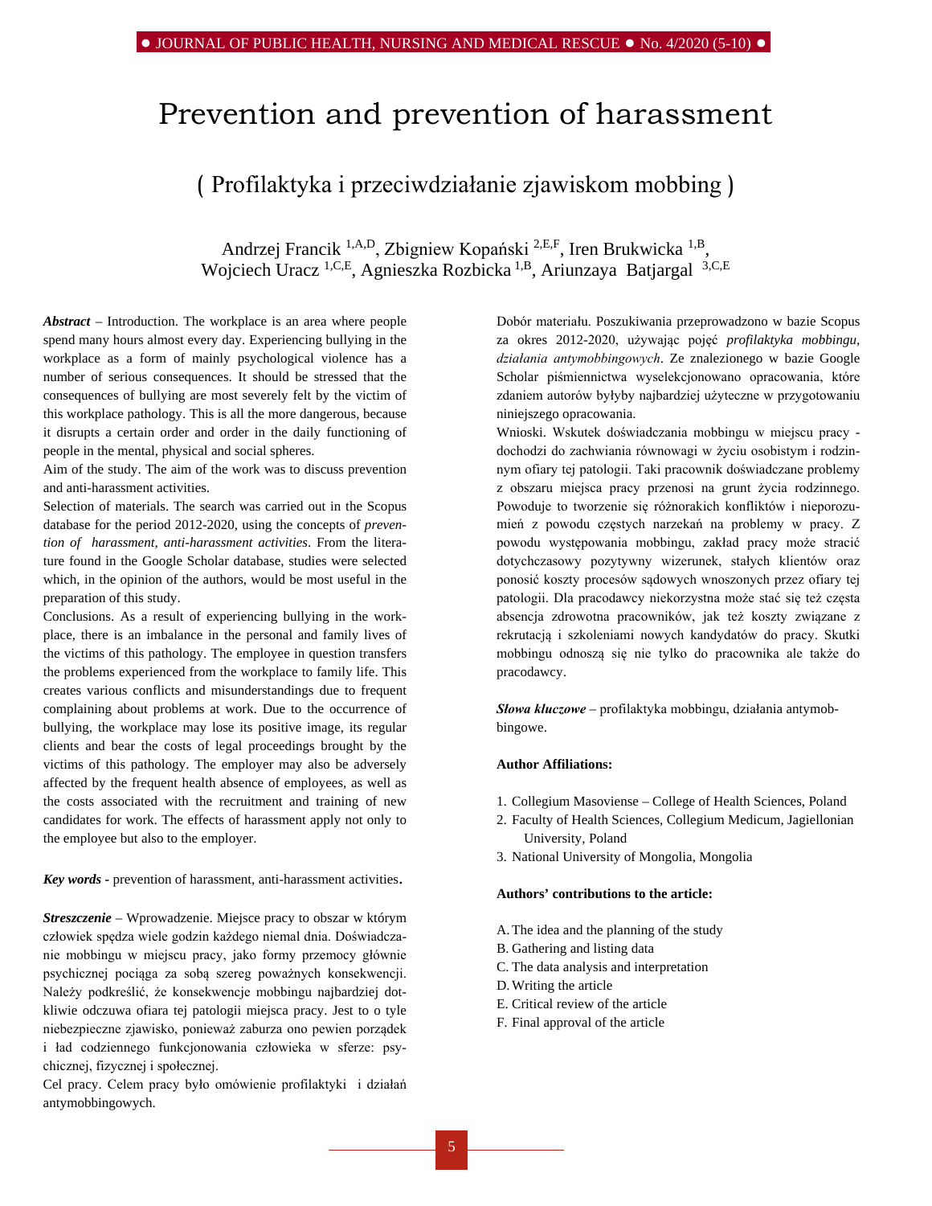# Prevention and prevention of harassment

## ( Profilaktyka i przeciwdziałanie zjawiskom mobbing )

Andrzej Francik [1,A,D], Zbigniew Kopański [2,E,F], Iren Brukwicka [1,B], Wojciech Uracz [1,C,E], Agnieszka Rozbicka [1,B], Ariunzaya Batjargal [3,C,E]

***Abstract*** – Introduction. The workplace is an area where people spend many hours almost every day. Experiencing bullying in the workplace as a form of mainly psychological violence has a number of serious consequences. It should be stressed that the consequences of bullying are most severely felt by the victim of this workplace pathology. This is all the more dangerous, because it disrupts a certain order and order in the daily functioning of people in the mental, physical and social spheres.

Aim of the study. The aim of the work was to discuss prevention and anti-harassment activities.

Selection of materials. The search was carried out in the Scopus database for the period 2012-2020, using the concepts of *prevention of harassment, anti-harassment activities*. From the literature found in the Google Scholar database, studies were selected which, in the opinion of the authors, would be most useful in the preparation of this study.

Conclusions. As a result of experiencing bullying in the workplace, there is an imbalance in the personal and family lives of the victims of this pathology. The employee in question transfers the problems experienced from the workplace to family life. This creates various conflicts and misunderstandings due to frequent complaining about problems at work. Due to the occurrence of bullying, the workplace may lose its positive image, its regular clients and bear the costs of legal proceedings brought by the victims of this pathology. The employer may also be adversely affected by the frequent health absence of employees, as well as the costs associated with the recruitment and training of new candidates for work. The effects of harassment apply not only to the employee but also to the employer.

***Key words*** - prevention of harassment, anti-harassment activities.

***Streszczenie*** – Wprowadzenie. Miejsce pracy to obszar w którym człowiek spędza wiele godzin każdego niemal dnia. Doświadczanie mobbingu w miejscu pracy, jako formy przemocy głównie psychicznej pociąga za sobą szereg poważnych konsekwencji. Należy podkreślić, że konsekwencje mobbingu najbardziej dotkliwie odczuwa ofiara tej patologii miejsca pracy. Jest to o tyle niebezpieczne zjawisko, ponieważ zaburza ono pewien porządek i ład codziennego funkcjonowania człowieka w sferze: psychicznej, fizycznej i społecznej.

Cel pracy. Celem pracy było omówienie profilaktyki i działań antymobbingowych.

Dobór materiału. Poszukiwania przeprowadzono w bazie Scopus za okres 2012-2020, używając pojęć *profilaktyka mobbingu, działania antymobbingowych*. Ze znalezionego w bazie Google Scholar piśmiennictwa wyselekcjonowano opracowania, które zdaniem autorów byłyby najbardziej użyteczne w przygotowaniu niniejszego opracowania.

Wnioski. Wskutek doświadczania mobbingu w miejscu pracy - dochodzi do zachwiania równowagi w życiu osobistym i rodzinnym ofiary tej patologii. Taki pracownik doświadczane problemy z obszaru miejsca pracy przenosi na grunt życia rodzinnego. Powoduje to tworzenie się różnorakich konfliktów i nieporozumień z powodu częstych narzekań na problemy w pracy. Z powodu występowania mobbingu, zakład pracy może stracić dotychczasowy pozytywny wizerunek, stałych klientów oraz ponosić koszty procesów sądowych wnoszonych przez ofiary tej patologii. Dla pracodawcy niekorzystna może stać się też częsta absencja zdrowotna pracowników, jak też koszty związane z rekrutacją i szkoleniami nowych kandydatów do pracy. Skutki mobbingu odnoszą się nie tylko do pracownika ale także do pracodawcy.

***Słowa kluczowe*** – profilaktyka mobbingu, działania antymobbingowe.

**Author Affiliations:**

1. Collegium Masoviense – College of Health Sciences, Poland
2. Faculty of Health Sciences, Collegium Medicum, Jagiellonian University, Poland
3. National University of Mongolia, Mongolia

**Authors' contributions to the article:**

A. The idea and the planning of the study
B. Gathering and listing data
C. The data analysis and interpretation
D. Writing the article
E. Critical review of the article
F. Final approval of the article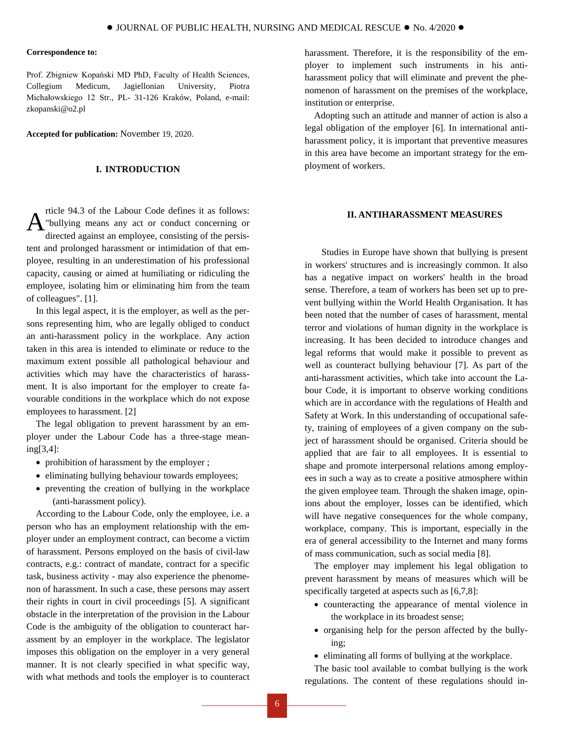**Correspondence to:**

Prof. Zbigniew Kopański MD PhD, Faculty of Health Sciences, Collegium Medicum, Jagiellonian University, Piotra Michałowskiego 12 Str., PL- 31-126 Kraków, Poland, e-mail: zkopanski@o2.pl

**Accepted for publication:** November 19, 2020.

## I. INTRODUCTION

Article 94.3 of the Labour Code defines it as follows: "bullying means any act or conduct concerning or directed against an employee, consisting of the persistent and prolonged harassment or intimidation of that employee, resulting in an underestimation of his professional capacity, causing or aimed at humiliating or ridiculing the employee, isolating him or eliminating him from the team of colleagues". [1].

In this legal aspect, it is the employer, as well as the persons representing him, who are legally obliged to conduct an anti-harassment policy in the workplace. Any action taken in this area is intended to eliminate or reduce to the maximum extent possible all pathological behaviour and activities which may have the characteristics of harassment. It is also important for the employer to create favourable conditions in the workplace which do not expose employees to harassment. [2]

The legal obligation to prevent harassment by an employer under the Labour Code has a three-stage meaning[3,4]:

- prohibition of harassment by the employer ;
- eliminating bullying behaviour towards employees;
- preventing the creation of bullying in the workplace (anti-harassment policy).

According to the Labour Code, only the employee, i.e. a person who has an employment relationship with the employer under an employment contract, can become a victim of harassment. Persons employed on the basis of civil-law contracts, e.g.: contract of mandate, contract for a specific task, business activity - may also experience the phenomenon of harassment. In such a case, these persons may assert their rights in court in civil proceedings [5]. A significant obstacle in the interpretation of the provision in the Labour Code is the ambiguity of the obligation to counteract harassment by an employer in the workplace. The legislator imposes this obligation on the employer in a very general manner. It is not clearly specified in what specific way, with what methods and tools the employer is to counteract harassment. Therefore, it is the responsibility of the employer to implement such instruments in his anti-harassment policy that will eliminate and prevent the phenomenon of harassment on the premises of the workplace, institution or enterprise.

Adopting such an attitude and manner of action is also a legal obligation of the employer [6]. In international anti-harassment policy, it is important that preventive measures in this area have become an important strategy for the employment of workers.

## II. ANTIHARASSMENT MEASURES

Studies in Europe have shown that bullying is present in workers' structures and is increasingly common. It also has a negative impact on workers' health in the broad sense. Therefore, a team of workers has been set up to prevent bullying within the World Health Organisation. It has been noted that the number of cases of harassment, mental terror and violations of human dignity in the workplace is increasing. It has been decided to introduce changes and legal reforms that would make it possible to prevent as well as counteract bullying behaviour [7]. As part of the anti-harassment activities, which take into account the Labour Code, it is important to observe working conditions which are in accordance with the regulations of Health and Safety at Work. In this understanding of occupational safety, training of employees of a given company on the subject of harassment should be organised. Criteria should be applied that are fair to all employees. It is essential to shape and promote interpersonal relations among employees in such a way as to create a positive atmosphere within the given employee team. Through the shaken image, opinions about the employer, losses can be identified, which will have negative consequences for the whole company, workplace, company. This is important, especially in the era of general accessibility to the Internet and many forms of mass communication, such as social media [8].

The employer may implement his legal obligation to prevent harassment by means of measures which will be specifically targeted at aspects such as [6,7,8]:

- counteracting the appearance of mental violence in the workplace in its broadest sense;
- organising help for the person affected by the bullying;
- eliminating all forms of bullying at the workplace.

The basic tool available to combat bullying is the work regulations. The content of these regulations should in-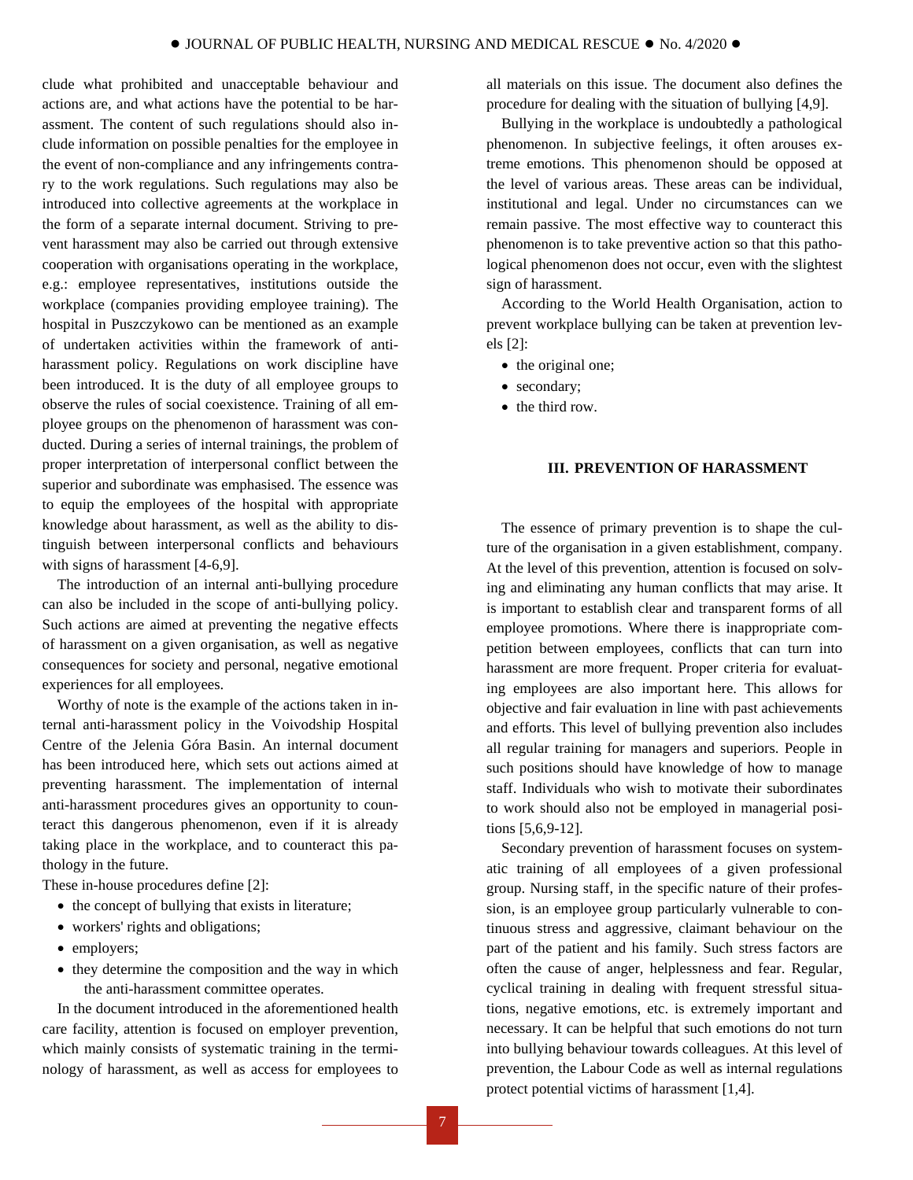clude what prohibited and unacceptable behaviour and actions are, and what actions have the potential to be harassment. The content of such regulations should also include information on possible penalties for the employee in the event of non-compliance and any infringements contrary to the work regulations. Such regulations may also be introduced into collective agreements at the workplace in the form of a separate internal document. Striving to prevent harassment may also be carried out through extensive cooperation with organisations operating in the workplace, e.g.: employee representatives, institutions outside the workplace (companies providing employee training). The hospital in Puszczykowo can be mentioned as an example of undertaken activities within the framework of anti-harassment policy. Regulations on work discipline have been introduced. It is the duty of all employee groups to observe the rules of social coexistence. Training of all employee groups on the phenomenon of harassment was conducted. During a series of internal trainings, the problem of proper interpretation of interpersonal conflict between the superior and subordinate was emphasised. The essence was to equip the employees of the hospital with appropriate knowledge about harassment, as well as the ability to distinguish between interpersonal conflicts and behaviours with signs of harassment [4-6,9].

The introduction of an internal anti-bullying procedure can also be included in the scope of anti-bullying policy. Such actions are aimed at preventing the negative effects of harassment on a given organisation, as well as negative consequences for society and personal, negative emotional experiences for all employees.

Worthy of note is the example of the actions taken in internal anti-harassment policy in the Voivodship Hospital Centre of the Jelenia Góra Basin. An internal document has been introduced here, which sets out actions aimed at preventing harassment. The implementation of internal anti-harassment procedures gives an opportunity to counteract this dangerous phenomenon, even if it is already taking place in the workplace, and to counteract this pathology in the future.

These in-house procedures define [2]:

- the concept of bullying that exists in literature;
- workers' rights and obligations;
- employers;
- they determine the composition and the way in which the anti-harassment committee operates.

In the document introduced in the aforementioned health care facility, attention is focused on employer prevention, which mainly consists of systematic training in the terminology of harassment, as well as access for employees to all materials on this issue. The document also defines the procedure for dealing with the situation of bullying [4,9].

Bullying in the workplace is undoubtedly a pathological phenomenon. In subjective feelings, it often arouses extreme emotions. This phenomenon should be opposed at the level of various areas. These areas can be individual, institutional and legal. Under no circumstances can we remain passive. The most effective way to counteract this phenomenon is to take preventive action so that this pathological phenomenon does not occur, even with the slightest sign of harassment.

According to the World Health Organisation, action to prevent workplace bullying can be taken at prevention levels [2]:

- the original one;
- secondary;
- the third row.

## III. PREVENTION OF HARASSMENT

The essence of primary prevention is to shape the culture of the organisation in a given establishment, company. At the level of this prevention, attention is focused on solving and eliminating any human conflicts that may arise. It is important to establish clear and transparent forms of all employee promotions. Where there is inappropriate competition between employees, conflicts that can turn into harassment are more frequent. Proper criteria for evaluating employees are also important here. This allows for objective and fair evaluation in line with past achievements and efforts. This level of bullying prevention also includes all regular training for managers and superiors. People in such positions should have knowledge of how to manage staff. Individuals who wish to motivate their subordinates to work should also not be employed in managerial positions [5,6,9-12].

Secondary prevention of harassment focuses on systematic training of all employees of a given professional group. Nursing staff, in the specific nature of their profession, is an employee group particularly vulnerable to continuous stress and aggressive, claimant behaviour on the part of the patient and his family. Such stress factors are often the cause of anger, helplessness and fear. Regular, cyclical training in dealing with frequent stressful situations, negative emotions, etc. is extremely important and necessary. It can be helpful that such emotions do not turn into bullying behaviour towards colleagues. At this level of prevention, the Labour Code as well as internal regulations protect potential victims of harassment [1,4].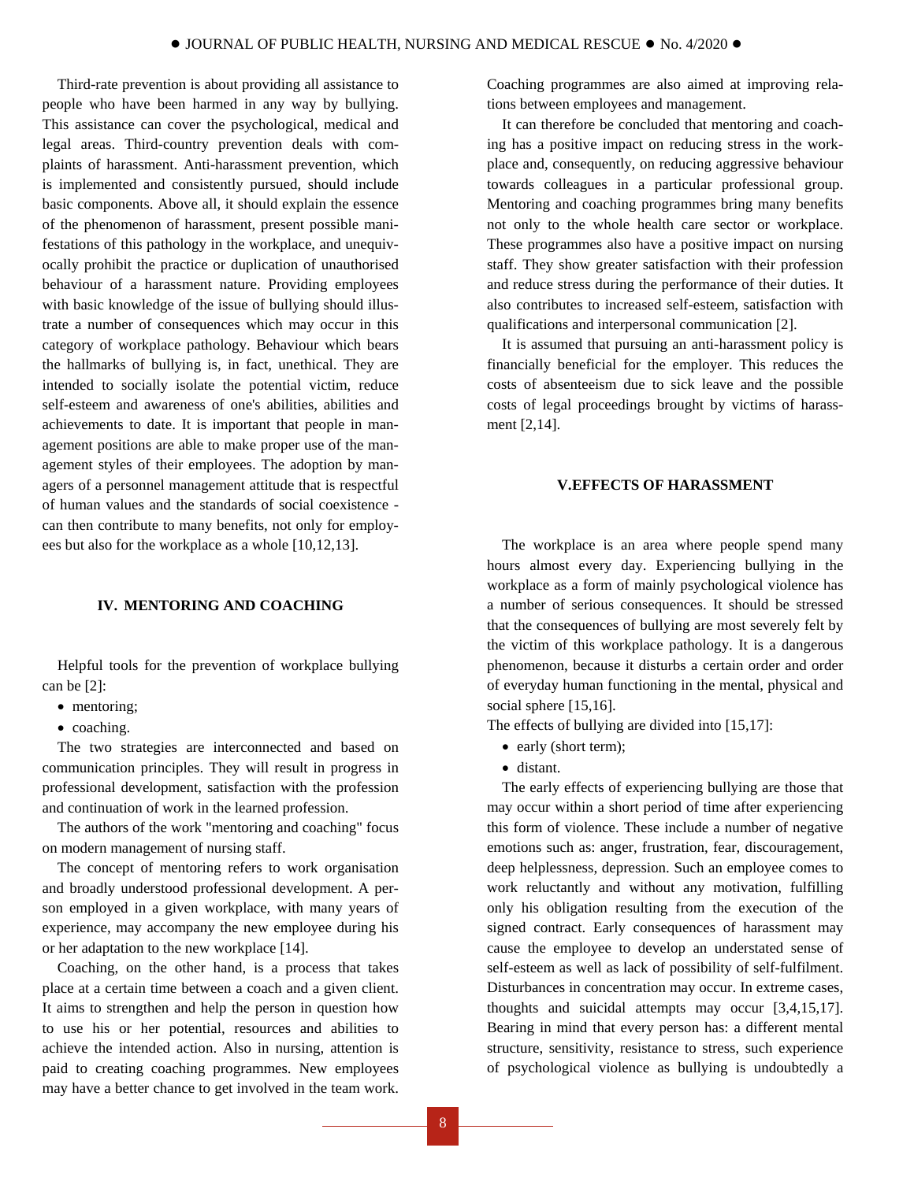Third-rate prevention is about providing all assistance to people who have been harmed in any way by bullying. This assistance can cover the psychological, medical and legal areas. Third-country prevention deals with complaints of harassment. Anti-harassment prevention, which is implemented and consistently pursued, should include basic components. Above all, it should explain the essence of the phenomenon of harassment, present possible manifestations of this pathology in the workplace, and unequivocally prohibit the practice or duplication of unauthorised behaviour of a harassment nature. Providing employees with basic knowledge of the issue of bullying should illustrate a number of consequences which may occur in this category of workplace pathology. Behaviour which bears the hallmarks of bullying is, in fact, unethical. They are intended to socially isolate the potential victim, reduce self-esteem and awareness of one's abilities, abilities and achievements to date. It is important that people in management positions are able to make proper use of the management styles of their employees. The adoption by managers of a personnel management attitude that is respectful of human values and the standards of social coexistence - can then contribute to many benefits, not only for employees but also for the workplace as a whole [10,12,13].

## IV. MENTORING AND COACHING

Helpful tools for the prevention of workplace bullying can be [2]:

- mentoring;
- coaching.

The two strategies are interconnected and based on communication principles. They will result in progress in professional development, satisfaction with the profession and continuation of work in the learned profession.

The authors of the work "mentoring and coaching" focus on modern management of nursing staff.

The concept of mentoring refers to work organisation and broadly understood professional development. A person employed in a given workplace, with many years of experience, may accompany the new employee during his or her adaptation to the new workplace [14].

Coaching, on the other hand, is a process that takes place at a certain time between a coach and a given client. It aims to strengthen and help the person in question how to use his or her potential, resources and abilities to achieve the intended action. Also in nursing, attention is paid to creating coaching programmes. New employees may have a better chance to get involved in the team work. Coaching programmes are also aimed at improving relations between employees and management.

It can therefore be concluded that mentoring and coaching has a positive impact on reducing stress in the workplace and, consequently, on reducing aggressive behaviour towards colleagues in a particular professional group. Mentoring and coaching programmes bring many benefits not only to the whole health care sector or workplace. These programmes also have a positive impact on nursing staff. They show greater satisfaction with their profession and reduce stress during the performance of their duties. It also contributes to increased self-esteem, satisfaction with qualifications and interpersonal communication [2].

It is assumed that pursuing an anti-harassment policy is financially beneficial for the employer. This reduces the costs of absenteeism due to sick leave and the possible costs of legal proceedings brought by victims of harassment [2,14].

## V.EFFECTS OF HARASSMENT

The workplace is an area where people spend many hours almost every day. Experiencing bullying in the workplace as a form of mainly psychological violence has a number of serious consequences. It should be stressed that the consequences of bullying are most severely felt by the victim of this workplace pathology. It is a dangerous phenomenon, because it disturbs a certain order and order of everyday human functioning in the mental, physical and social sphere [15,16].

The effects of bullying are divided into [15,17]:

- early (short term);
- distant.

The early effects of experiencing bullying are those that may occur within a short period of time after experiencing this form of violence. These include a number of negative emotions such as: anger, frustration, fear, discouragement, deep helplessness, depression. Such an employee comes to work reluctantly and without any motivation, fulfilling only his obligation resulting from the execution of the signed contract. Early consequences of harassment may cause the employee to develop an understated sense of self-esteem as well as lack of possibility of self-fulfilment. Disturbances in concentration may occur. In extreme cases, thoughts and suicidal attempts may occur [3,4,15,17]. Bearing in mind that every person has: a different mental structure, sensitivity, resistance to stress, such experience of psychological violence as bullying is undoubtedly a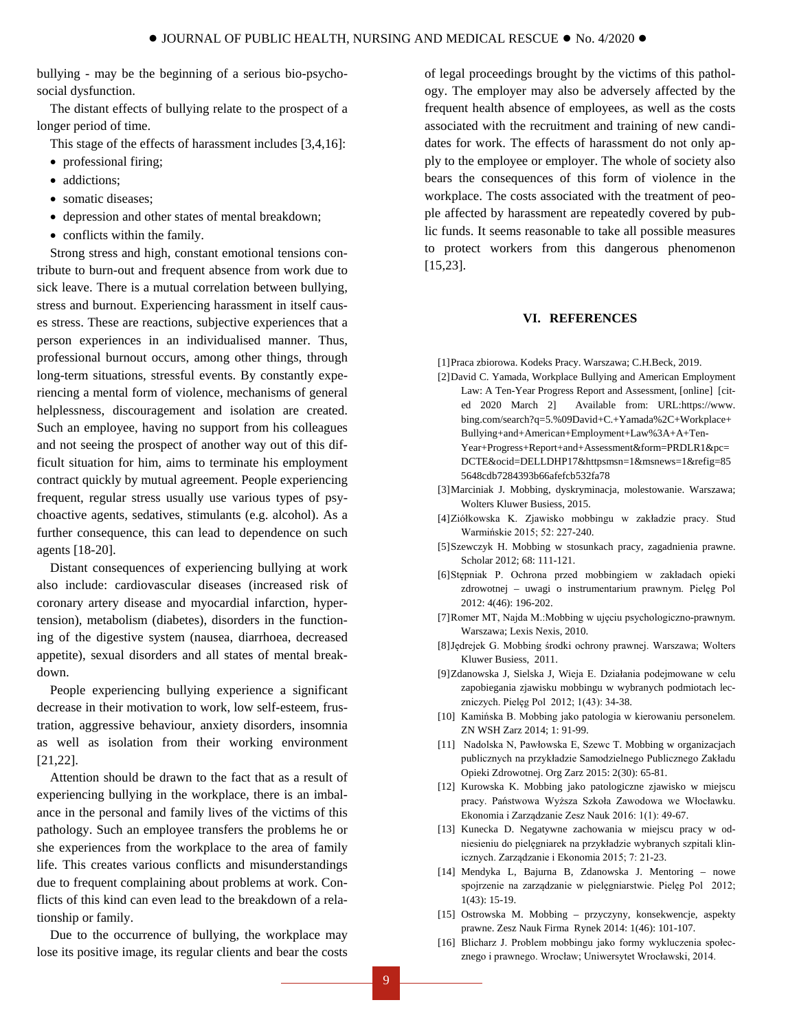bullying - may be the beginning of a serious bio-psycho-social dysfunction.

The distant effects of bullying relate to the prospect of a longer period of time.

This stage of the effects of harassment includes [3,4,16]:

- professional firing;
- addictions;
- somatic diseases;
- depression and other states of mental breakdown;
- conflicts within the family.

Strong stress and high, constant emotional tensions contribute to burn-out and frequent absence from work due to sick leave. There is a mutual correlation between bullying, stress and burnout. Experiencing harassment in itself causes stress. These are reactions, subjective experiences that a person experiences in an individualised manner. Thus, professional burnout occurs, among other things, through long-term situations, stressful events. By constantly experiencing a mental form of violence, mechanisms of general helplessness, discouragement and isolation are created. Such an employee, having no support from his colleagues and not seeing the prospect of another way out of this difficult situation for him, aims to terminate his employment contract quickly by mutual agreement. People experiencing frequent, regular stress usually use various types of psychoactive agents, sedatives, stimulants (e.g. alcohol). As a further consequence, this can lead to dependence on such agents [18-20].

Distant consequences of experiencing bullying at work also include: cardiovascular diseases (increased risk of coronary artery disease and myocardial infarction, hypertension), metabolism (diabetes), disorders in the functioning of the digestive system (nausea, diarrhoea, decreased appetite), sexual disorders and all states of mental breakdown.

People experiencing bullying experience a significant decrease in their motivation to work, low self-esteem, frustration, aggressive behaviour, anxiety disorders, insomnia as well as isolation from their working environment [21,22].

Attention should be drawn to the fact that as a result of experiencing bullying in the workplace, there is an imbalance in the personal and family lives of the victims of this pathology. Such an employee transfers the problems he or she experiences from the workplace to the area of family life. This creates various conflicts and misunderstandings due to frequent complaining about problems at work. Conflicts of this kind can even lead to the breakdown of a relationship or family.

Due to the occurrence of bullying, the workplace may lose its positive image, its regular clients and bear the costs of legal proceedings brought by the victims of this pathology. The employer may also be adversely affected by the frequent health absence of employees, as well as the costs associated with the recruitment and training of new candidates for work. The effects of harassment do not only apply to the employee or employer. The whole of society also bears the consequences of this form of violence in the workplace. The costs associated with the treatment of people affected by harassment are repeatedly covered by public funds. It seems reasonable to take all possible measures to protect workers from this dangerous phenomenon [15,23].

## VI. REFERENCES

[1] Praca zbiorowa. Kodeks Pracy. Warszawa; C.H.Beck, 2019.

[2] David C. Yamada, Workplace Bullying and American Employment Law: A Ten-Year Progress Report and Assessment, [online] [cited 2020 March 2] Available from: URL:https://www.bing.com/search?q=5.%09David+C.+Yamada%2C+Workplace+Bullying+and+American+Employment+Law%3A+A+Ten-Year+Progress+Report+and+Assessment&form=PRDLR1&pc=DCTE&ocid=DELLDHP17&httpsmsn=1&msnews=1&refig=855648cdb7284393b66afefcb532fa78

[3] Marciniak J. Mobbing, dyskryminacja, molestowanie. Warszawa; Wolters Kluwer Busiess, 2015.

[4] Ziółkowska K. Zjawisko mobbingu w zakładzie pracy. Stud Warmińskie 2015; 52: 227-240.

[5] Szewczyk H. Mobbing w stosunkach pracy, zagadnienia prawne. Scholar 2012; 68: 111-121.

[6] Stępniak P. Ochrona przed mobbingiem w zakładach opieki zdrowotnej – uwagi o instrumentarium prawnym. Pielęg Pol 2012: 4(46): 196-202.

[7] Romer MT, Najda M.:Mobbing w ujęciu psychologiczno-prawnym. Warszawa; Lexis Nexis, 2010.

[8] Jędrejek G. Mobbing środki ochrony prawnej. Warszawa; Wolters Kluwer Busiess, 2011.

[9] Zdanowska J, Sielska J, Wieja E. Działania podejmowane w celu zapobiegania zjawisku mobbingu w wybranych podmiotach leczniczych. Pielęg Pol 2012; 1(43): 34-38.

[10] Kamińska B. Mobbing jako patologia w kierowaniu personelem. ZN WSH Zarz 2014; 1: 91-99.

[11] Nadolska N, Pawłowska E, Szewc T. Mobbing w organizacjach publicznych na przykładzie Samodzielnego Publicznego Zakładu Opieki Zdrowotnej. Org Zarz 2015: 2(30): 65-81.

[12] Kurowska K. Mobbing jako patologiczne zjawisko w miejscu pracy. Państwowa Wyższa Szkoła Zawodowa we Włocławku. Ekonomia i Zarządzanie Zesz Nauk 2016: 1(1): 49-67.

[13] Kunecka D. Negatywne zachowania w miejscu pracy w odniesieniu do pielęgniarek na przykładzie wybranych szpitali klinicznych. Zarządzanie i Ekonomia 2015; 7: 21-23.

[14] Mendyka L, Bajurna B, Zdanowska J. Mentoring – nowe spojrzenie na zarządzanie w pielęgniarstwie. Pielęg Pol 2012; 1(43): 15-19.

[15] Ostrowska M. Mobbing – przyczyny, konsekwencje, aspekty prawne. Zesz Nauk Firma Rynek 2014: 1(46): 101-107.

[16] Blicharz J. Problem mobbingu jako formy wykluczenia społecznego i prawnego. Wrocław; Uniwersytet Wrocławski, 2014.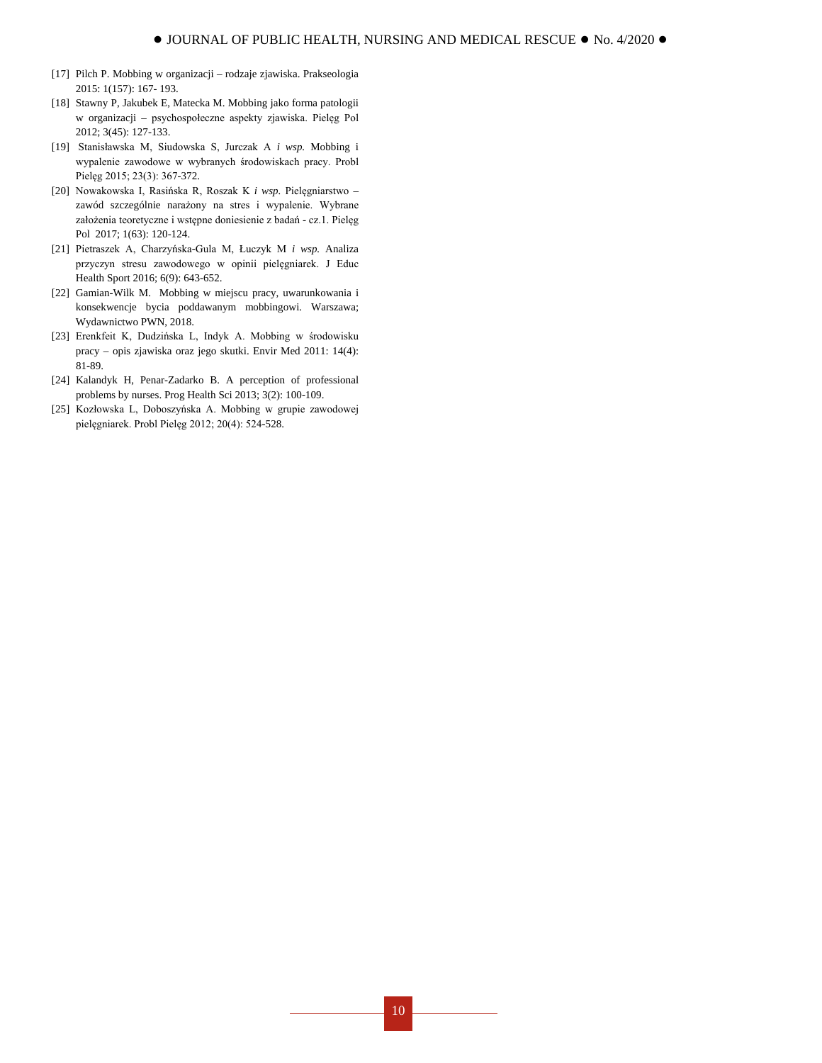[17] Pilch P. Mobbing w organizacji – rodzaje zjawiska. Prakseologia 2015: 1(157): 167- 193.

[18] Stawny P, Jakubek E, Matecka M. Mobbing jako forma patologii w organizacji – psychospołeczne aspekty zjawiska. Pielęg Pol 2012; 3(45): 127-133.

[19] Stanisławska M, Siudowska S, Jurczak A *i wsp.* Mobbing i wypalenie zawodowe w wybranych środowiskach pracy. Probl Pielęg 2015; 23(3): 367-372.

[20] Nowakowska I, Rasińska R, Roszak K *i wsp.* Pielęgniarstwo – zawód szczególnie narażony na stres i wypalenie. Wybrane założenia teoretyczne i wstępne doniesienie z badań - cz.1. Pielęg Pol 2017; 1(63): 120-124.

[21] Pietraszek A, Charzyńska-Gula M, Łuczyk M *i wsp.* Analiza przyczyn stresu zawodowego w opinii pielęgniarek. J Educ Health Sport 2016; 6(9): 643-652.

[22] Gamian-Wilk M. Mobbing w miejscu pracy, uwarunkowania i konsekwencje bycia poddawanym mobbingowi. Warszawa; Wydawnictwo PWN, 2018.

[23] Erenkfeit K, Dudzińska L, Indyk A. Mobbing w środowisku pracy – opis zjawiska oraz jego skutki. Envir Med 2011: 14(4): 81-89.

[24] Kalandyk H, Penar-Zadarko B. A perception of professional problems by nurses. Prog Health Sci 2013; 3(2): 100-109.

[25] Kozłowska L, Doboszyńska A. Mobbing w grupie zawodowej pielęgniarek. Probl Pielęg 2012; 20(4): 524-528.